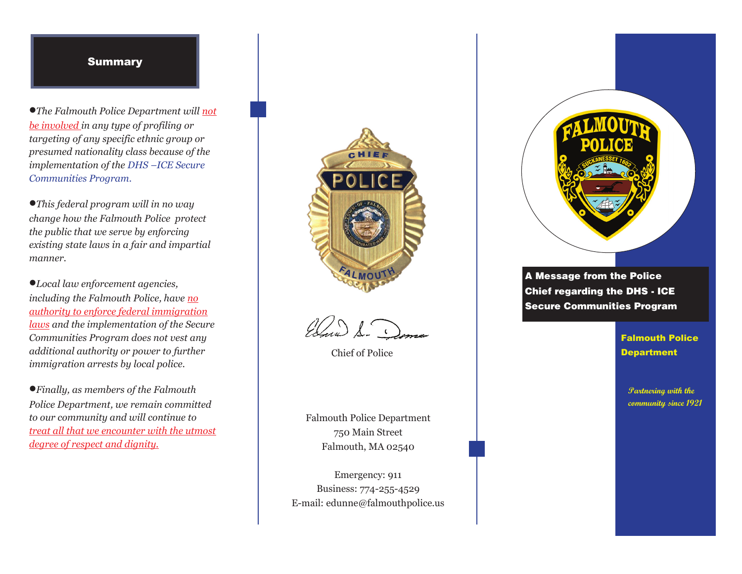## Summary

- *The Falmouth Police Department will not be involved in any type of profiling or targeting of any specific ethnic group or presumed nationality class because of the implementation of the DHS –ICE Secure Communities Program.*

- *This federal program will in no way change how the Falmouth Police protect the public that we serve by enforcing existing state laws in a fair and impartial manner.*

- *Local law enforcement agencies, including the Falmouth Police, have no authority to enforce federal immigration laws and the implementation of the Secure Communities Program does not vest any additional authority or power to further immigration arrests by local police.*

- *Finally, as members of the Falmouth Police Department, we remain committed to our community and will continue to treat all that we encounter with the utmost degree of respect and dignity.*

Chief of Police

Falmouth Police Department
750 Main Street
Falmouth, MA 02540

Emergency: 911
Business: 774-255-4529
E-mail: edunne@falmouthpolice.us

**A Message from the Police Chief regarding the DHS - ICE Secure Communities Program**

**Falmouth Police Department**

*Partnering with the community since 1921*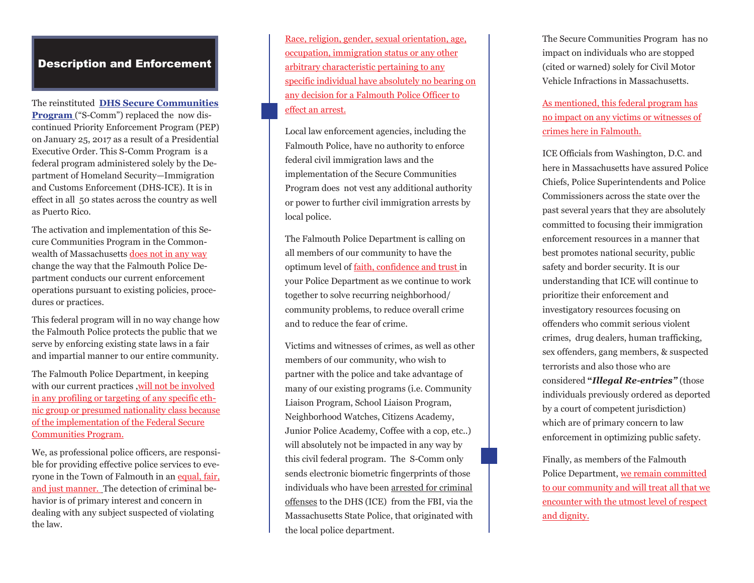## Description and Enforcement

The reinstituted **DHS Secure Communities Program** ("S-Comm") replaced the now discontinued Priority Enforcement Program (PEP) on January 25, 2017 as a result of a Presidential Executive Order. This S-Comm Program is a federal program administered solely by the Department of Homeland Security—Immigration and Customs Enforcement (DHS-ICE). It is in effect in all 50 states across the country as well as Puerto Rico.

The activation and implementation of this Secure Communities Program in the Commonwealth of Massachusetts does not in any way change the way that the Falmouth Police Department conducts our current enforcement operations pursuant to existing policies, procedures or practices.

This federal program will in no way change how the Falmouth Police protects the public that we serve by enforcing existing state laws in a fair and impartial manner to our entire community.

The Falmouth Police Department, in keeping with our current practices ,will not be involved in any profiling or targeting of any specific ethnic group or presumed nationality class because of the implementation of the Federal Secure Communities Program.

We, as professional police officers, are responsible for providing effective police services to everyone in the Town of Falmouth in an equal, fair, and just manner. The detection of criminal behavior is of primary interest and concern in dealing with any subject suspected of violating the law.

Race, religion, gender, sexual orientation, age, occupation, immigration status or any other arbitrary characteristic pertaining to any specific individual have absolutely no bearing on any decision for a Falmouth Police Officer to effect an arrest.

Local law enforcement agencies, including the Falmouth Police, have no authority to enforce federal civil immigration laws and the implementation of the Secure Communities Program does not vest any additional authority or power to further civil immigration arrests by local police.

The Falmouth Police Department is calling on all members of our community to have the optimum level of faith, confidence and trust in your Police Department as we continue to work together to solve recurring neighborhood/ community problems, to reduce overall crime and to reduce the fear of crime.

Victims and witnesses of crimes, as well as other members of our community, who wish to partner with the police and take advantage of many of our existing programs (i.e. Community Liaison Program, School Liaison Program, Neighborhood Watches, Citizens Academy, Junior Police Academy, Coffee with a cop, etc..) will absolutely not be impacted in any way by this civil federal program. The S-Comm only sends electronic biometric fingerprints of those individuals who have been arrested for criminal offenses to the DHS (ICE) from the FBI, via the Massachusetts State Police, that originated with the local police department.

The Secure Communities Program has no impact on individuals who are stopped (cited or warned) solely for Civil Motor Vehicle Infractions in Massachusetts.

As mentioned, this federal program has no impact on any victims or witnesses of crimes here in Falmouth.

ICE Officials from Washington, D.C. and here in Massachusetts have assured Police Chiefs, Police Superintendents and Police Commissioners across the state over the past several years that they are absolutely committed to focusing their immigration enforcement resources in a manner that best promotes national security, public safety and border security. It is our understanding that ICE will continue to prioritize their enforcement and investigatory resources focusing on offenders who commit serious violent crimes, drug dealers, human trafficking, sex offenders, gang members, & suspected terrorists and also those who are considered ***"Illegal Re-entries"*** (those individuals previously ordered as deported by a court of competent jurisdiction) which are of primary concern to law enforcement in optimizing public safety.

Finally, as members of the Falmouth Police Department, we remain committed to our community and will treat all that we encounter with the utmost level of respect and dignity.